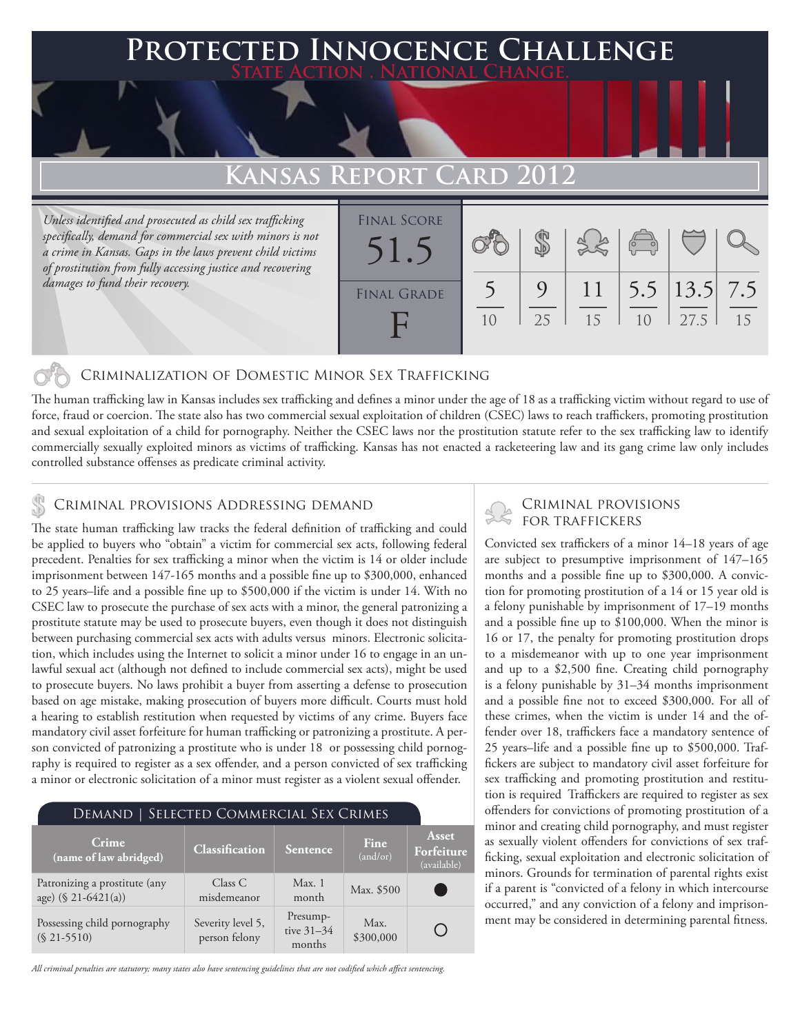# Protected Innocence Challenge

State Action . National Change.

## Kansas Report Card 2012

*Unless identified and prosecuted as child sex trafficking specifically, demand for commercial sex with minors is not a crime in Kansas. Gaps in the laws prevent child victims of prostitution from fully accessing justice and recovering damages to fund their recovery.*

| Final Score | Criminalization of Domestic Minor Sex Trafficking | Criminal Provisions Addressing Demand | Criminal Provisions for Traffickers | Criminal Provisions for Facilitators | Protective Provisions for the Child Victims | Criminal Justice Tools for Investigation and Prosecutions |
|---|---|---|---|---|---|---|
| 51.5 | 5/10 | 9/25 | 11/15 | 5.5/10 | 13.5/27.5 | 7.5/15 |

Final Grade: F

### Criminalization of Domestic Minor Sex Trafficking

The human trafficking law in Kansas includes sex trafficking and defines a minor under the age of 18 as a trafficking victim without regard to use of force, fraud or coercion. The state also has two commercial sexual exploitation of children (CSEC) laws to reach traffickers, promoting prostitution and sexual exploitation of a child for pornography. Neither the CSEC laws nor the prostitution statute refer to the sex trafficking law to identify commercially sexually exploited minors as victims of trafficking. Kansas has not enacted a racketeering law and its gang crime law only includes controlled substance offenses as predicate criminal activity.

### Criminal provisions Addressing demand

The state human trafficking law tracks the federal definition of trafficking and could be applied to buyers who "obtain" a victim for commercial sex acts, following federal precedent. Penalties for sex trafficking a minor when the victim is 14 or older include imprisonment between 147-165 months and a possible fine up to $300,000, enhanced to 25 years–life and a possible fine up to $500,000 if the victim is under 14. With no CSEC law to prosecute the purchase of sex acts with a minor, the general patronizing a prostitute statute may be used to prosecute buyers, even though it does not distinguish between purchasing commercial sex acts with adults versus minors. Electronic solicitation, which includes using the Internet to solicit a minor under 16 to engage in an unlawful sexual act (although not defined to include commercial sex acts), might be used to prosecute buyers. No laws prohibit a buyer from asserting a defense to prosecution based on age mistake, making prosecution of buyers more difficult. Courts must hold a hearing to establish restitution when requested by victims of any crime. Buyers face mandatory civil asset forfeiture for human trafficking or patronizing a prostitute. A person convicted of patronizing a prostitute who is under 18 or possessing child pornography is required to register as a sex offender, and a person convicted of sex trafficking a minor or electronic solicitation of a minor must register as a violent sexual offender.

**Demand | Selected Commercial Sex Crimes**

| Crime (name of law abridged) | Classification | Sentence | Fine (and/or) | Asset Forfeiture (available) |
|---|---|---|---|---|
| Patronizing a prostitute (any age) (§ 21-6421(a)) | Class C misdemeanor | Max. 1 month | Max. $500 | ● |
| Possessing child pornography (§ 21-5510) | Severity level 5, person felony | Presumptive 31–34 months | Max. $300,000 | ○ |

*All criminal penalties are statutory; many states also have sentencing guidelines that are not codified which affect sentencing.*

### Criminal provisions for traffickers

Convicted sex traffickers of a minor 14–18 years of age are subject to presumptive imprisonment of 147–165 months and a possible fine up to $300,000. A conviction for promoting prostitution of a 14 or 15 year old is a felony punishable by imprisonment of 17–19 months and a possible fine up to $100,000. When the minor is 16 or 17, the penalty for promoting prostitution drops to a misdemeanor with up to one year imprisonment and up to a $2,500 fine. Creating child pornography is a felony punishable by 31–34 months imprisonment and a possible fine not to exceed $300,000. For all of these crimes, when the victim is under 14 and the offender over 18, traffickers face a mandatory sentence of 25 years–life and a possible fine up to $500,000. Traffickers are subject to mandatory civil asset forfeiture for sex trafficking and promoting prostitution and restitution is required Traffickers are required to register as sex offenders for convictions of promoting prostitution of a minor and creating child pornography, and must register as sexually violent offenders for convictions of sex trafficking, sexual exploitation and electronic solicitation of minors. Grounds for termination of parental rights exist if a parent is "convicted of a felony in which intercourse occurred," and any conviction of a felony and imprisonment may be considered in determining parental fitness.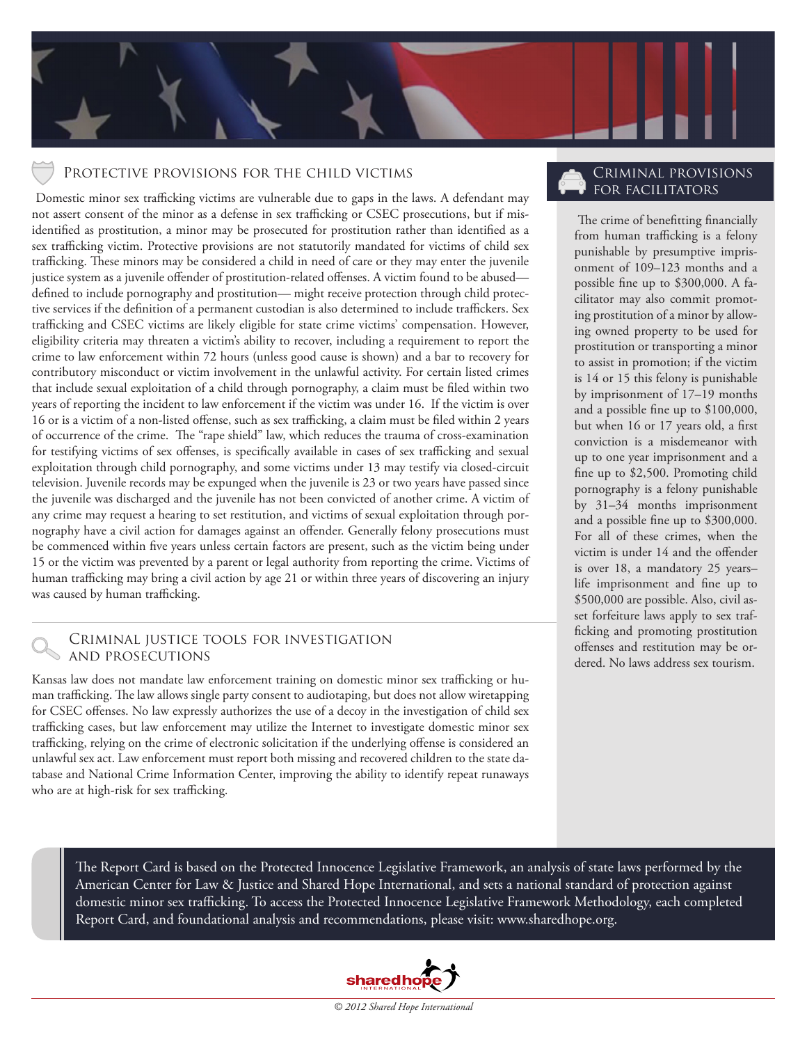## Protective provisions for the child victims

Domestic minor sex trafficking victims are vulnerable due to gaps in the laws. A defendant may not assert consent of the minor as a defense in sex trafficking or CSEC prosecutions, but if misidentified as prostitution, a minor may be prosecuted for prostitution rather than identified as a sex trafficking victim. Protective provisions are not statutorily mandated for victims of child sex trafficking. These minors may be considered a child in need of care or they may enter the juvenile justice system as a juvenile offender of prostitution-related offenses. A victim found to be abused—defined to include pornography and prostitution— might receive protection through child protective services if the definition of a permanent custodian is also determined to include traffickers. Sex trafficking and CSEC victims are likely eligible for state crime victims' compensation. However, eligibility criteria may threaten a victim's ability to recover, including a requirement to report the crime to law enforcement within 72 hours (unless good cause is shown) and a bar to recovery for contributory misconduct or victim involvement in the unlawful activity. For certain listed crimes that include sexual exploitation of a child through pornography, a claim must be filed within two years of reporting the incident to law enforcement if the victim was under 16. If the victim is over 16 or is a victim of a non-listed offense, such as sex trafficking, a claim must be filed within 2 years of occurrence of the crime. The "rape shield" law, which reduces the trauma of cross-examination for testifying victims of sex offenses, is specifically available in cases of sex trafficking and sexual exploitation through child pornography, and some victims under 13 may testify via closed-circuit television. Juvenile records may be expunged when the juvenile is 23 or two years have passed since the juvenile was discharged and the juvenile has not been convicted of another crime. A victim of any crime may request a hearing to set restitution, and victims of sexual exploitation through pornography have a civil action for damages against an offender. Generally felony prosecutions must be commenced within five years unless certain factors are present, such as the victim being under 15 or the victim was prevented by a parent or legal authority from reporting the crime. Victims of human trafficking may bring a civil action by age 21 or within three years of discovering an injury was caused by human trafficking.

## Criminal justice tools for investigation and prosecutions

Kansas law does not mandate law enforcement training on domestic minor sex trafficking or human trafficking. The law allows single party consent to audiotaping, but does not allow wiretapping for CSEC offenses. No law expressly authorizes the use of a decoy in the investigation of child sex trafficking cases, but law enforcement may utilize the Internet to investigate domestic minor sex trafficking, relying on the crime of electronic solicitation if the underlying offense is considered an unlawful sex act. Law enforcement must report both missing and recovered children to the state database and National Crime Information Center, improving the ability to identify repeat runaways who are at high-risk for sex trafficking.

## Criminal provisions for facilitators

The crime of benefitting financially from human trafficking is a felony punishable by presumptive imprisonment of 109–123 months and a possible fine up to $300,000. A facilitator may also commit promoting prostitution of a minor by allowing owned property to be used for prostitution or transporting a minor to assist in promotion; if the victim is 14 or 15 this felony is punishable by imprisonment of 17–19 months and a possible fine up to $100,000, but when 16 or 17 years old, a first conviction is a misdemeanor with up to one year imprisonment and a fine up to $2,500. Promoting child pornography is a felony punishable by 31–34 months imprisonment and a possible fine up to $300,000. For all of these crimes, when the victim is under 14 and the offender is over 18, a mandatory 25 years–life imprisonment and fine up to $500,000 are possible. Also, civil asset forfeiture laws apply to sex trafficking and promoting prostitution offenses and restitution may be ordered. No laws address sex tourism.

The Report Card is based on the Protected Innocence Legislative Framework, an analysis of state laws performed by the American Center for Law & Justice and Shared Hope International, and sets a national standard of protection against domestic minor sex trafficking. To access the Protected Innocence Legislative Framework Methodology, each completed Report Card, and foundational analysis and recommendations, please visit: www.sharedhope.org.

*© 2012 Shared Hope International*